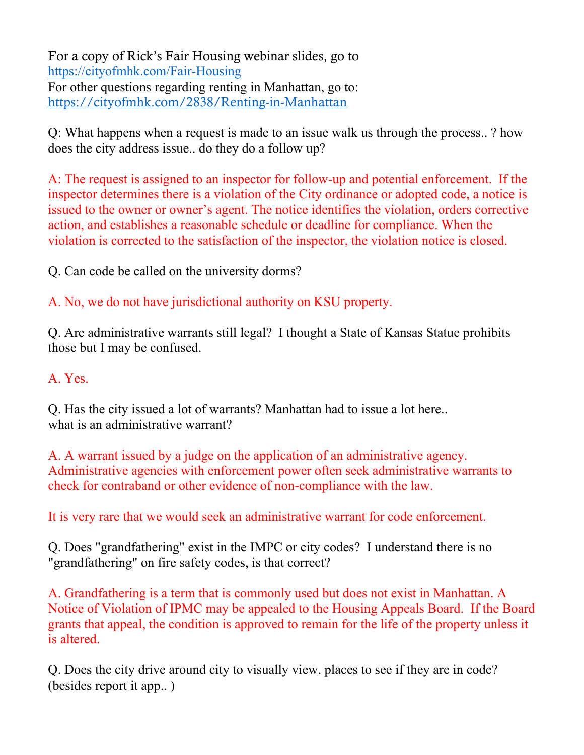For a copy of Rick's Fair Housing webinar slides, go to
https://cityofmhk.com/Fair-Housing
For other questions regarding renting in Manhattan, go to:
https://cityofmhk.com/2838/Renting-in-Manhattan

Q: What happens when a request is made to an issue walk us through the process.. ? how does the city address issue.. do they do a follow up?

A: The request is assigned to an inspector for follow-up and potential enforcement. If the inspector determines there is a violation of the City ordinance or adopted code, a notice is issued to the owner or owner's agent. The notice identifies the violation, orders corrective action, and establishes a reasonable schedule or deadline for compliance. When the violation is corrected to the satisfaction of the inspector, the violation notice is closed.

Q. Can code be called on the university dorms?

A. No, we do not have jurisdictional authority on KSU property.

Q. Are administrative warrants still legal? I thought a State of Kansas Statue prohibits those but I may be confused.

A. Yes.

Q. Has the city issued a lot of warrants? Manhattan had to issue a lot here..
what is an administrative warrant?

A. A warrant issued by a judge on the application of an administrative agency. Administrative agencies with enforcement power often seek administrative warrants to check for contraband or other evidence of non-compliance with the law.

It is very rare that we would seek an administrative warrant for code enforcement.

Q. Does "grandfathering" exist in the IMPC or city codes? I understand there is no "grandfathering" on fire safety codes, is that correct?

A. Grandfathering is a term that is commonly used but does not exist in Manhattan. A Notice of Violation of IPMC may be appealed to the Housing Appeals Board. If the Board grants that appeal, the condition is approved to remain for the life of the property unless it is altered.

Q. Does the city drive around city to visually view. places to see if they are in code? (besides report it app.. )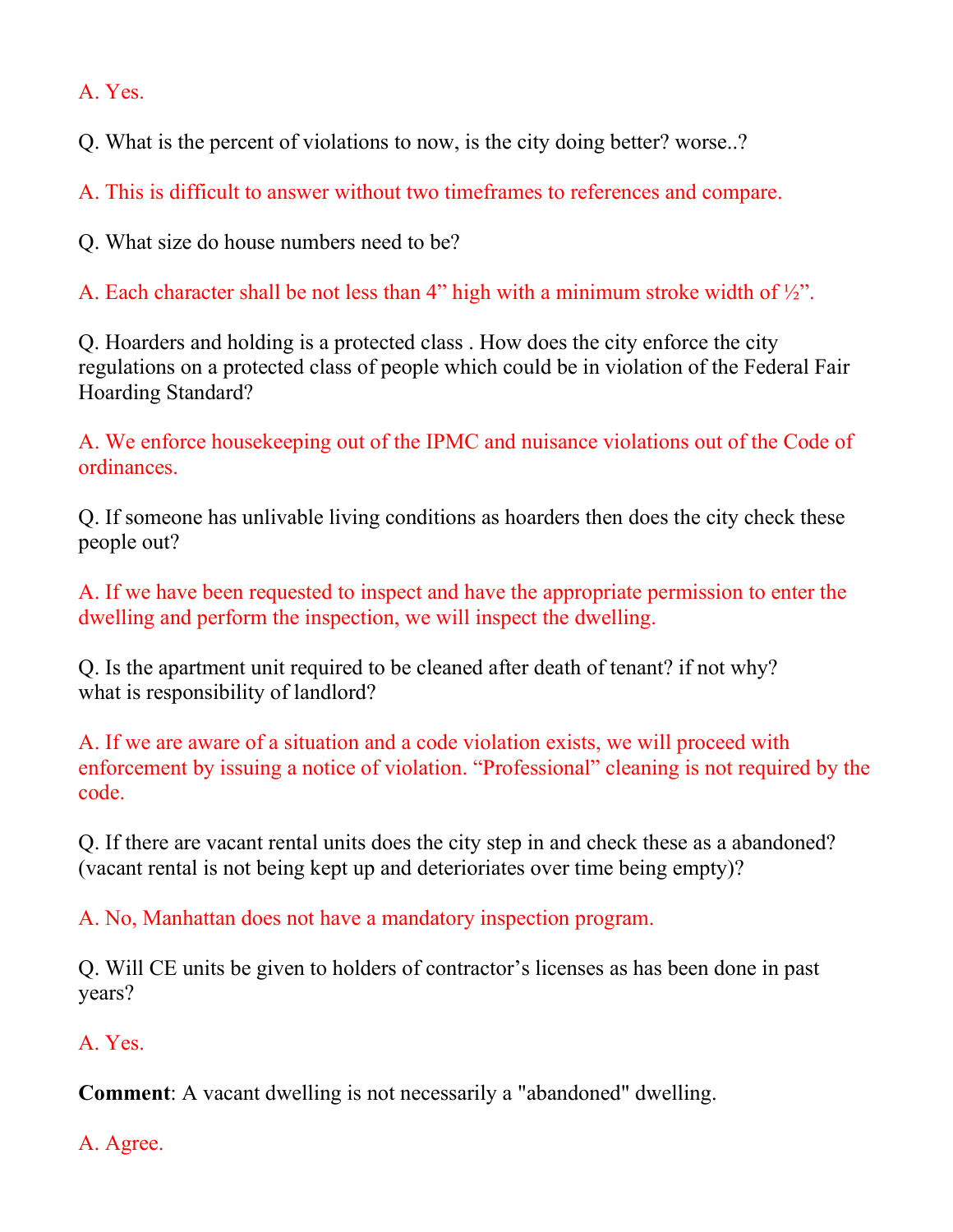A. Yes.

Q. What is the percent of violations to now, is the city doing better? worse..?

A. This is difficult to answer without two timeframes to references and compare.

Q. What size do house numbers need to be?

A. Each character shall be not less than 4” high with a minimum stroke width of ½”.

Q. Hoarders and holding is a protected class . How does the city enforce the city regulations on a protected class of people which could be in violation of the Federal Fair Hoarding Standard?

A. We enforce housekeeping out of the IPMC and nuisance violations out of the Code of ordinances.

Q. If someone has unlivable living conditions as hoarders then does the city check these people out?

A. If we have been requested to inspect and have the appropriate permission to enter the dwelling and perform the inspection, we will inspect the dwelling.

Q. Is the apartment unit required to be cleaned after death of tenant? if not why? what is responsibility of landlord?

A. If we are aware of a situation and a code violation exists, we will proceed with enforcement by issuing a notice of violation. “Professional” cleaning is not required by the code.

Q. If there are vacant rental units does the city step in and check these as a abandoned? (vacant rental is not being kept up and deteriorates over time being empty)?

A. No, Manhattan does not have a mandatory inspection program.

Q. Will CE units be given to holders of contractor’s licenses as has been done in past years?

A. Yes.

**Comment**: A vacant dwelling is not necessarily a "abandoned" dwelling.

A. Agree.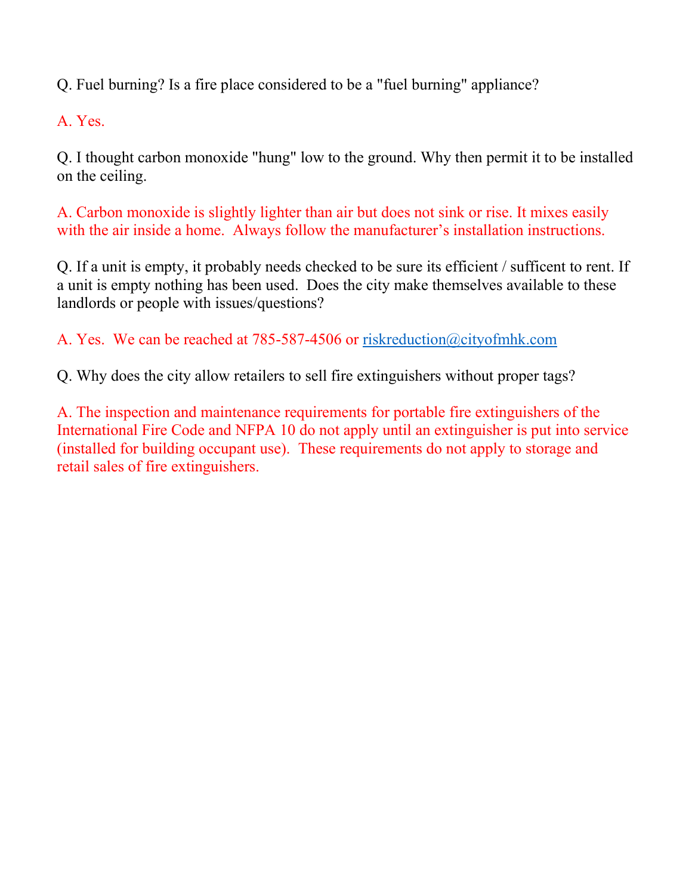Q. Fuel burning? Is a fire place considered to be a "fuel burning" appliance?

A. Yes.

Q. I thought carbon monoxide "hung" low to the ground. Why then permit it to be installed on the ceiling.

A. Carbon monoxide is slightly lighter than air but does not sink or rise. It mixes easily with the air inside a home. Always follow the manufacturer's installation instructions.

Q. If a unit is empty, it probably needs checked to be sure its efficient / sufficent to rent. If a unit is empty nothing has been used. Does the city make themselves available to these landlords or people with issues/questions?

A. Yes. We can be reached at 785-587-4506 or riskreduction@cityofmhk.com

Q. Why does the city allow retailers to sell fire extinguishers without proper tags?

A. The inspection and maintenance requirements for portable fire extinguishers of the International Fire Code and NFPA 10 do not apply until an extinguisher is put into service (installed for building occupant use). These requirements do not apply to storage and retail sales of fire extinguishers.